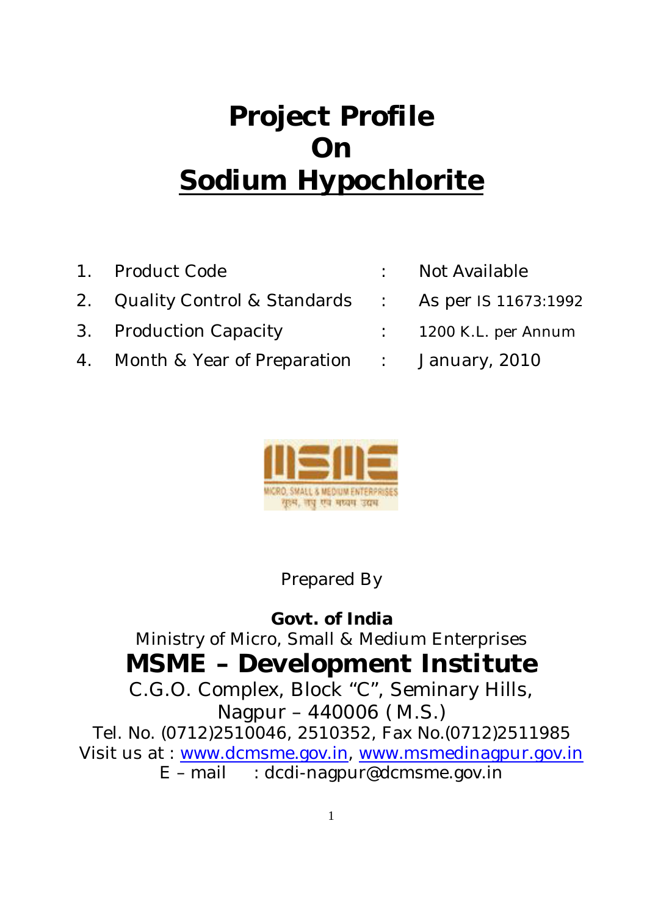# Project Profile
# On
# Sodium Hypochlorite

| | | | |
|---|---|---|---|
| 1. | Product Code | : | Not Available |
| 2. | Quality Control & Standards | : | As per IS 11673:1992 |
| 3. | Production Capacity | : | 1200 K.L. per Annum |
| 4. | Month & Year of Preparation | : | January, 2010 |

Prepared By

**Govt. of India**

Ministry of Micro, Small & Medium Enterprises

## MSME – Development Institute

C.G.O. Complex, Block "C", Seminary Hills,

Nagpur – 440006 ( M.S.)

Tel. No. (0712)2510046, 2510352, Fax No.(0712)2511985

Visit us at : www.dcmsme.gov.in, www.msmedinagpur.gov.in

E – mail : dcdi-nagpur@dcmsme.gov.in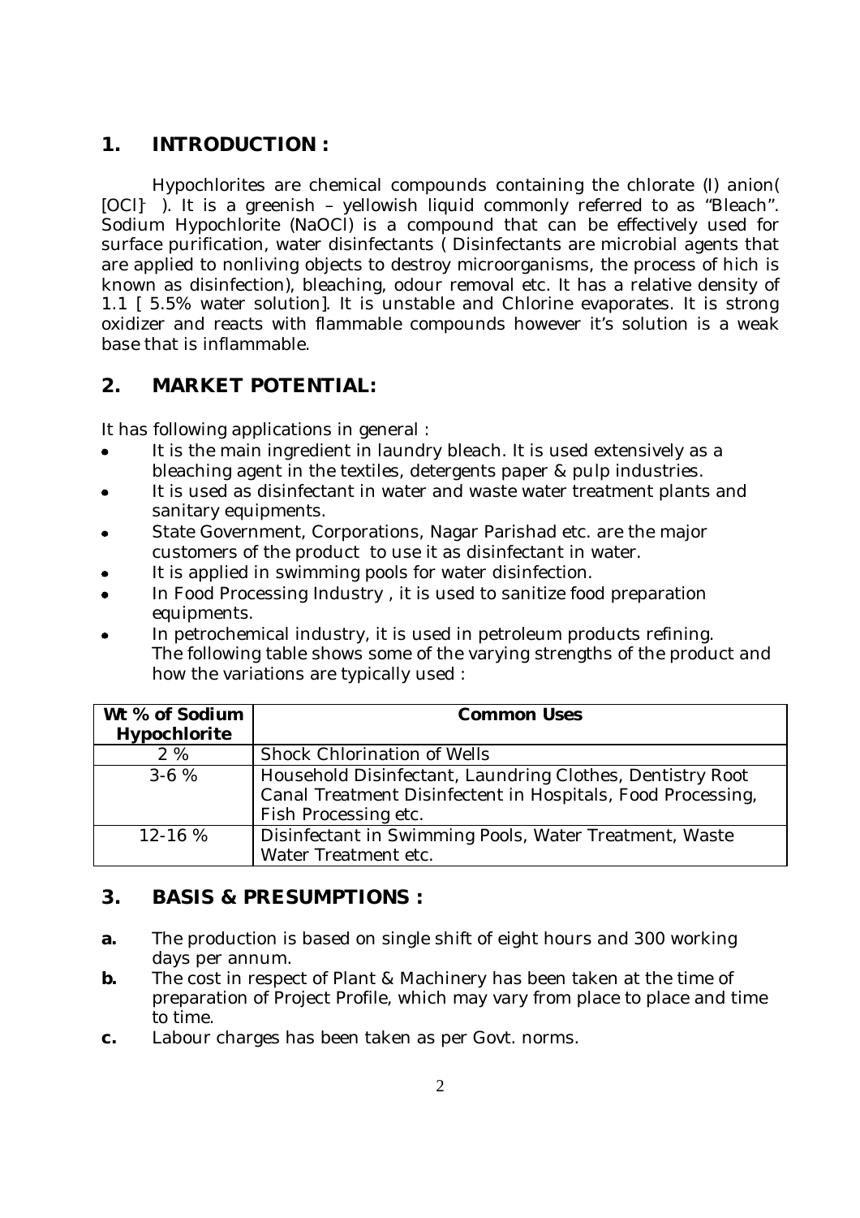## 1. INTRODUCTION :

Hypochlorites are chemical compounds containing the chlorate (I) anion( $[OCl]^-$ ). It is a greenish – yellowish liquid commonly referred to as "Bleach". Sodium Hypochlorite (NaOCl) is a compound that can be effectively used for surface purification, water disinfectants ( Disinfectants are microbial agents that are applied to nonliving objects to destroy microorganisms, the process of hich is known as disinfection), bleaching, odour removal etc. It has a relative density of 1.1 [ 5.5% water solution]. It is unstable and Chlorine evaporates. It is strong oxidizer and reacts with flammable compounds however it's solution is a weak base that is inflammable.

## 2. MARKET POTENTIAL:

It has following applications in general :

- It is the main ingredient in laundry bleach. It is used extensively as a bleaching agent in the textiles, detergents paper & pulp industries.
- It is used as disinfectant in water and waste water treatment plants and sanitary equipments.
- State Government, Corporations, Nagar Parishad etc. are the major customers of the product to use it as disinfectant in water.
- It is applied in swimming pools for water disinfection.
- In Food Processing Industry , it is used to sanitize food preparation equipments.
- In petrochemical industry, it is used in petroleum products refining. The following table shows some of the varying strengths of the product and how the variations are typically used :

| Wt % of Sodium Hypochlorite | Common Uses |
|---|---|
| 2 % | Shock Chlorination of Wells |
| 3-6 % | Household Disinfectant, Laundring Clothes, Dentistry Root Canal Treatment Disinfectent in Hospitals, Food Processing, Fish Processing etc. |
| 12-16 % | Disinfectant in Swimming Pools, Water Treatment, Waste Water Treatment etc. |

## 3. BASIS & PRESUMPTIONS :

**a.** The production is based on single shift of eight hours and 300 working days per annum.

**b.** The cost in respect of Plant & Machinery has been taken at the time of preparation of Project Profile, which may vary from place to place and time to time.

**c.** Labour charges has been taken as per Govt. norms.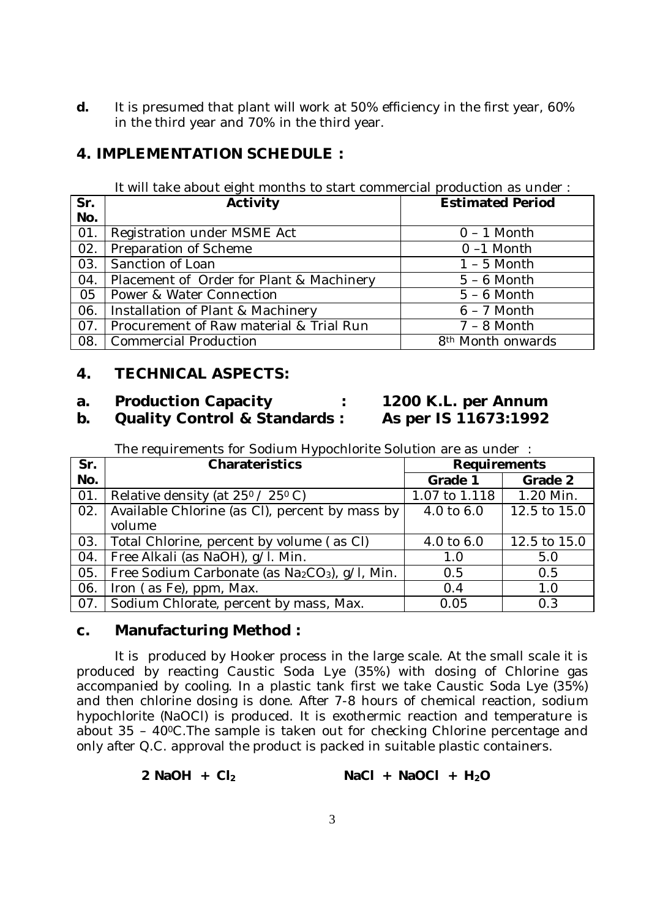**d.** It is presumed that plant will work at 50% efficiency in the first year, 60% in the third year and 70% in the third year.

## 4. IMPLEMENTATION SCHEDULE :

It will take about eight months to start commercial production as under :

| Sr. No. | Activity | Estimated Period |
|---|---|---|
| 01. | Registration under MSME Act | 0 – 1 Month |
| 02. | Preparation of Scheme | 0 –1 Month |
| 03. | Sanction of Loan | 1 – 5 Month |
| 04. | Placement of Order for Plant & Machinery | 5 – 6 Month |
| 05 | Power & Water Connection | 5 – 6 Month |
| 06. | Installation of Plant & Machinery | 6 – 7 Month |
| 07. | Procurement of Raw material & Trial Run | 7 – 8 Month |
| 08. | Commercial Production | 8th Month onwards |

## 4. TECHNICAL ASPECTS:

**a. Production Capacity : 1200 K.L. per Annum**

**b. Quality Control & Standards : As per IS 11673:1992**

The requirements for Sodium Hypochlorite Solution are as under :

| Sr. No. | Charateristics | Requirements | |
|---|---|---|---|
| | | Grade 1 | Grade 2 |
| 01. | Relative density (at $25^0$ / $25^0$ C) | 1.07 to 1.118 | 1.20 Min. |
| 02. | Available Chlorine (as Cl), percent by mass by volume | 4.0 to 6.0 | 12.5 to 15.0 |
| 03. | Total Chlorine, percent by volume ( as Cl) | 4.0 to 6.0 | 12.5 to 15.0 |
| 04. | Free Alkali (as NaOH), g/l. Min. | 1.0 | 5.0 |
| 05. | Free Sodium Carbonate (as $Na_2CO_3$), g/l, Min. | 0.5 | 0.5 |
| 06. | Iron ( as Fe), ppm, Max. | 0.4 | 1.0 |
| 07. | Sodium Chlorate, percent by mass, Max. | 0.05 | 0.3 |

## c. Manufacturing Method :

It is produced by Hooker process in the large scale. At the small scale it is produced by reacting Caustic Soda Lye (35%) with dosing of Chlorine gas accompanied by cooling. In a plastic tank first we take Caustic Soda Lye (35%) and then chlorine dosing is done. After 7-8 hours of chemical reaction, sodium hypochlorite (NaOCl) is produced. It is exothermic reaction and temperature is about 35 – $40^0$C.The sample is taken out for checking Chlorine percentage and only after Q.C. approval the product is packed in suitable plastic containers.

$$2\,NaOH + Cl_2 \qquad NaCl + NaOCl + H_2O$$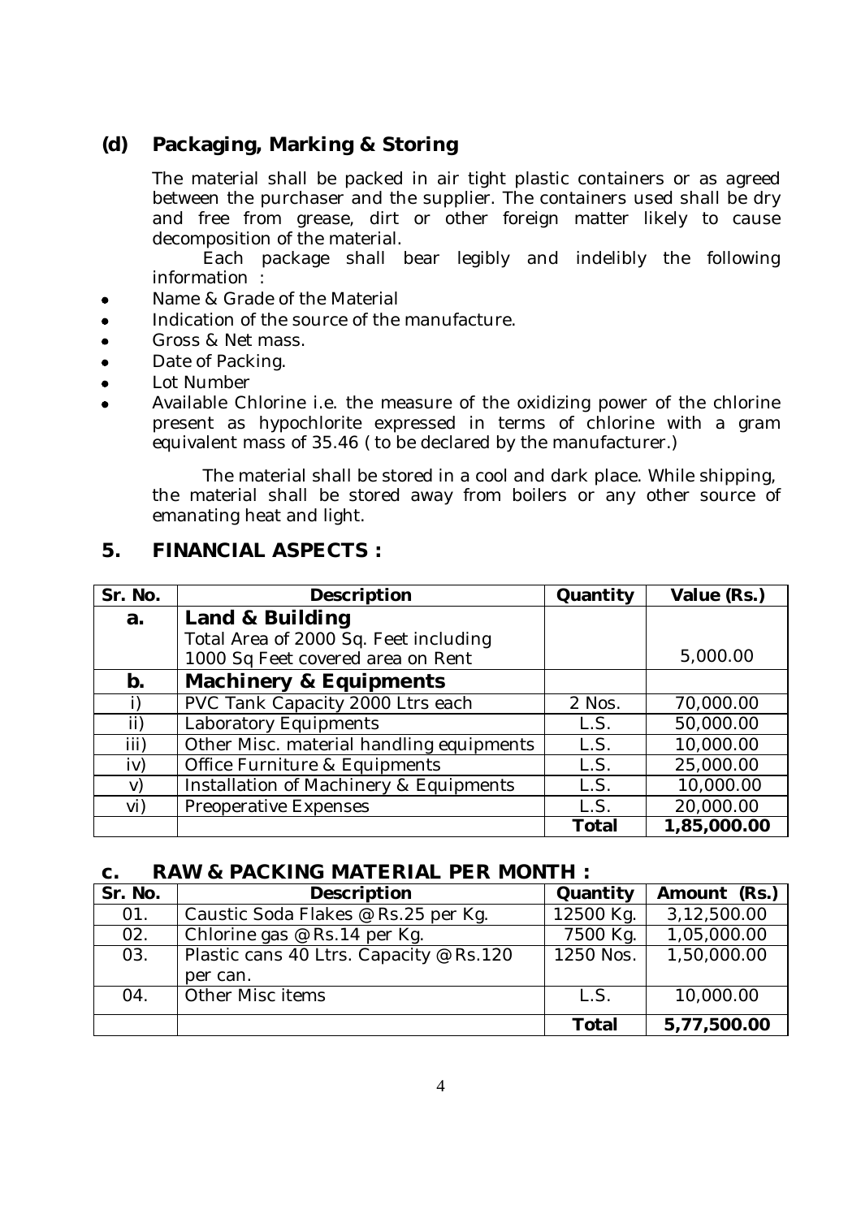## (d) Packaging, Marking & Storing

The material shall be packed in air tight plastic containers or as agreed between the purchaser and the supplier. The containers used shall be dry and free from grease, dirt or other foreign matter likely to cause decomposition of the material.

Each package shall bear legibly and indelibly the following information :

- Name & Grade of the Material
- Indication of the source of the manufacture.
- Gross & Net mass.
- Date of Packing.
- Lot Number
- Available Chlorine i.e. the measure of the oxidizing power of the chlorine present as hypochlorite expressed in terms of chlorine with a gram equivalent mass of 35.46 ( to be declared by the manufacturer.)

The material shall be stored in a cool and dark place. While shipping, the material shall be stored away from boilers or any other source of emanating heat and light.

## 5. FINANCIAL ASPECTS :

| Sr. No. | Description | Quantity | Value (Rs.) |
|---|---|---|---|
| **a.** | **Land & Building**<br>Total Area of 2000 Sq. Feet including 1000 Sq Feet covered area on Rent | | 5,000.00 |
| **b.** | **Machinery & Equipments** | | |
| i) | PVC Tank Capacity 2000 Ltrs each | 2 Nos. | 70,000.00 |
| ii) | Laboratory Equipments | L.S. | 50,000.00 |
| iii) | Other Misc. material handling equipments | L.S. | 10,000.00 |
| iv) | Office Furniture & Equipments | L.S. | 25,000.00 |
| v) | Installation of Machinery & Equipments | L.S. | 10,000.00 |
| vi) | Preoperative Expenses | L.S. | 20,000.00 |
| | | **Total** | **1,85,000.00** |

### c. RAW & PACKING MATERIAL PER MONTH :

| Sr. No. | Description | Quantity | Amount (Rs.) |
|---|---|---|---|
| 01. | Caustic Soda Flakes @ Rs.25 per Kg. | 12500 Kg. | 3,12,500.00 |
| 02. | Chlorine gas @ Rs.14 per Kg. | 7500 Kg. | 1,05,000.00 |
| 03. | Plastic cans 40 Ltrs. Capacity @ Rs.120 per can. | 1250 Nos. | 1,50,000.00 |
| 04. | Other Misc items | L.S. | 10,000.00 |
| | | **Total** | **5,77,500.00** |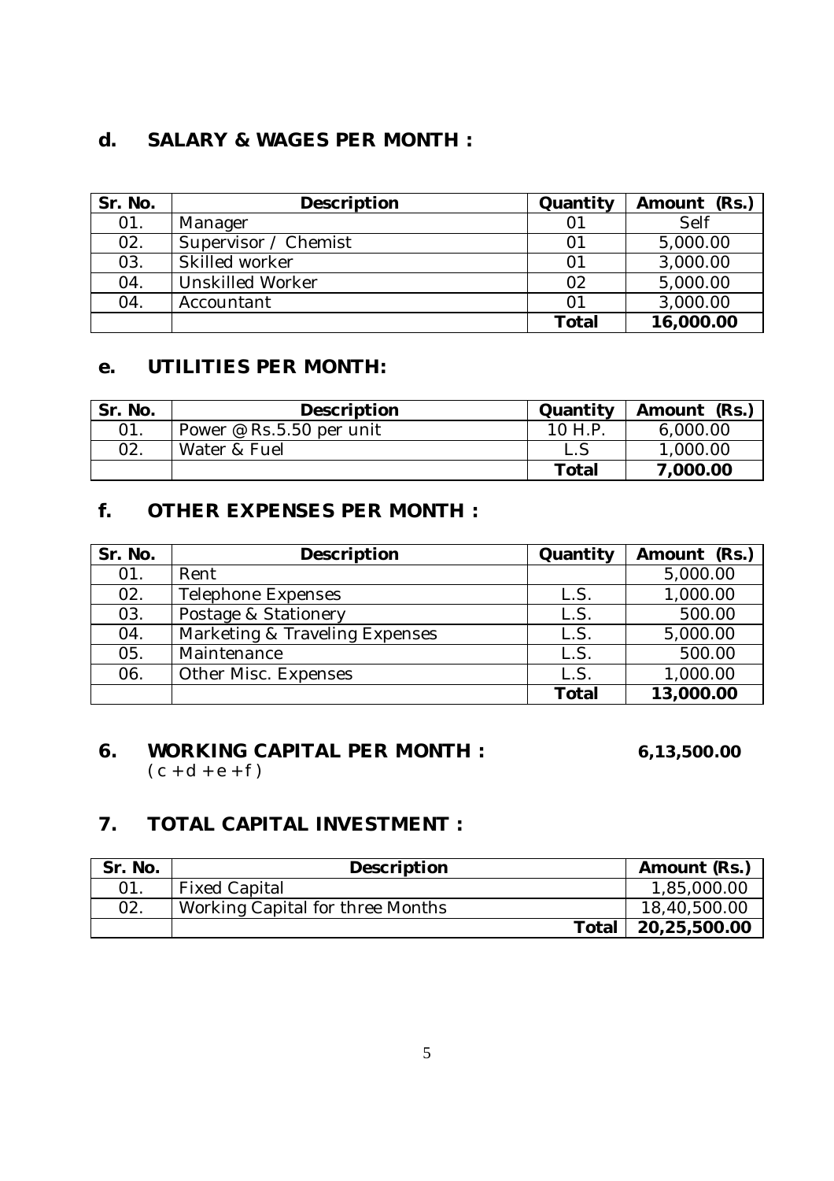## d. SALARY & WAGES PER MONTH :

| Sr. No. | Description | Quantity | Amount (Rs.) |
|---|---|---|---|
| 01. | Manager | 01 | Self |
| 02. | Supervisor / Chemist | 01 | 5,000.00 |
| 03. | Skilled worker | 01 | 3,000.00 |
| 04. | Unskilled Worker | 02 | 5,000.00 |
| 04. | Accountant | 01 | 3,000.00 |
| | | **Total** | **16,000.00** |

## e. UTILITIES PER MONTH:

| Sr. No. | Description | Quantity | Amount (Rs.) |
|---|---|---|---|
| 01. | Power @ Rs.5.50 per unit | 10 H.P. | 6,000.00 |
| 02. | Water & Fuel | L.S | 1,000.00 |
| | | **Total** | **7,000.00** |

## f. OTHER EXPENSES PER MONTH :

| Sr. No. | Description | Quantity | Amount (Rs.) |
|---|---|---|---|
| 01. | Rent | | 5,000.00 |
| 02. | Telephone Expenses | L.S. | 1,000.00 |
| 03. | Postage & Stationery | L.S. | 500.00 |
| 04. | Marketing & Traveling Expenses | L.S. | 5,000.00 |
| 05. | Maintenance | L.S. | 500.00 |
| 06. | Other Misc. Expenses | L.S. | 1,000.00 |
| | | **Total** | **13,000.00** |

## 6. WORKING CAPITAL PER MONTH : **6,13,500.00**

( c + d + e + f )

## 7. TOTAL CAPITAL INVESTMENT :

| Sr. No. | Description | Amount (Rs.) |
|---|---|---|
| 01. | Fixed Capital | 1,85,000.00 |
| 02. | Working Capital for three Months | 18,40,500.00 |
| | **Total** | **20,25,500.00** |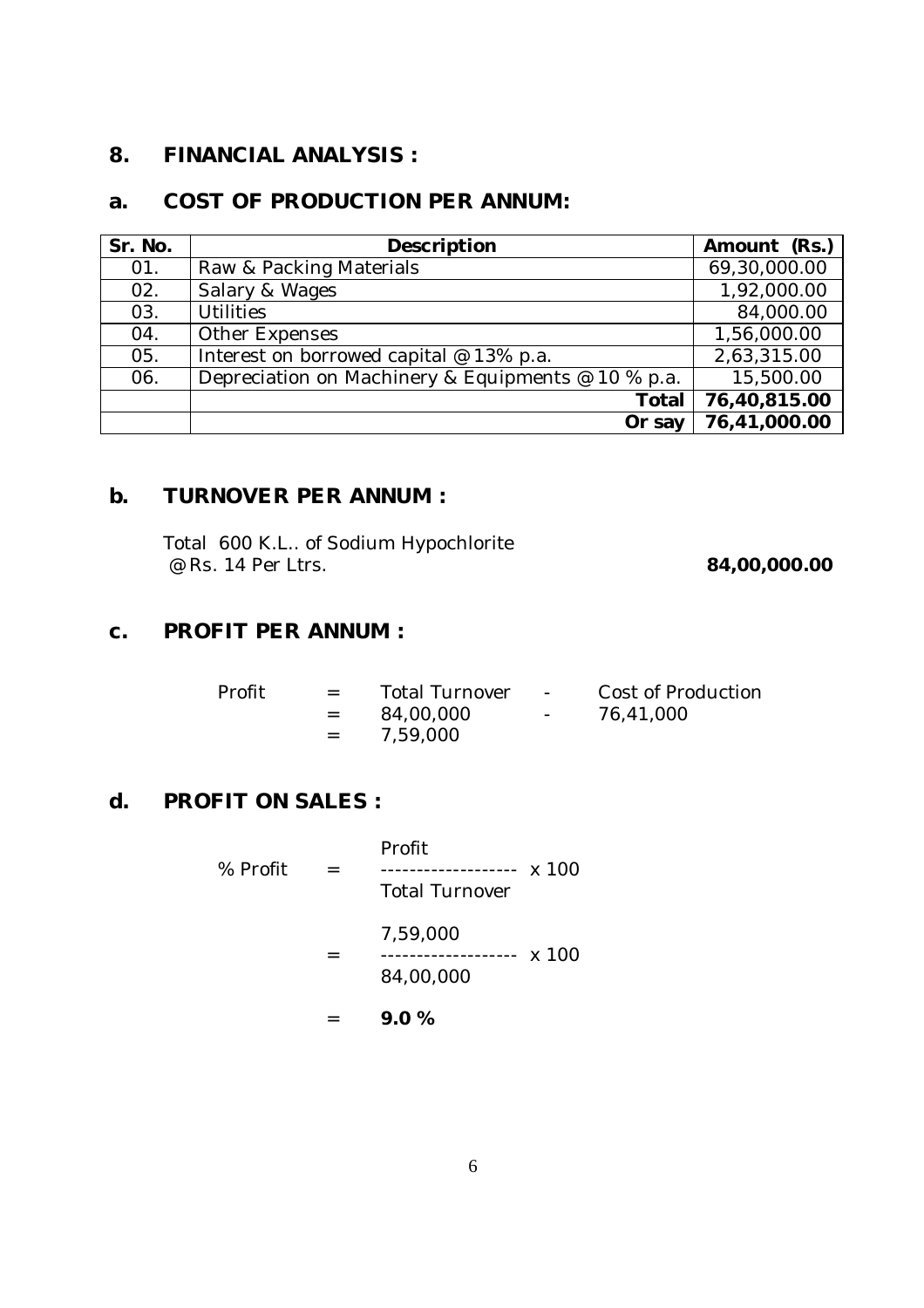## 8. FINANCIAL ANALYSIS :

### a. COST OF PRODUCTION PER ANNUM:

| Sr. No. | Description | Amount (Rs.) |
|---|---|---|
| 01. | Raw & Packing Materials | 69,30,000.00 |
| 02. | Salary & Wages | 1,92,000.00 |
| 03. | Utilities | 84,000.00 |
| 04. | Other Expenses | 1,56,000.00 |
| 05. | Interest on borrowed capital @ 13% p.a. | 2,63,315.00 |
| 06. | Depreciation on Machinery & Equipments @ 10 % p.a. | 15,500.00 |
| | **Total** | **76,40,815.00** |
| | **Or say** | **76,41,000.00** |

### b. TURNOVER PER ANNUM :

Total 600 K.L.. of Sodium Hypochlorite
@ Rs. 14 Per Ltrs. **84,00,000.00**

### c. PROFIT PER ANNUM :

Profit = Total Turnover - Cost of Production
= 84,00,000 - 76,41,000
= 7,59,000

### d. PROFIT ON SALES :

$$\% \text{ Profit} = \frac{\text{Profit}}{\text{Total Turnover}} \times 100$$

$$= \frac{7,59,000}{84,00,000} \times 100$$

= **9.0 %**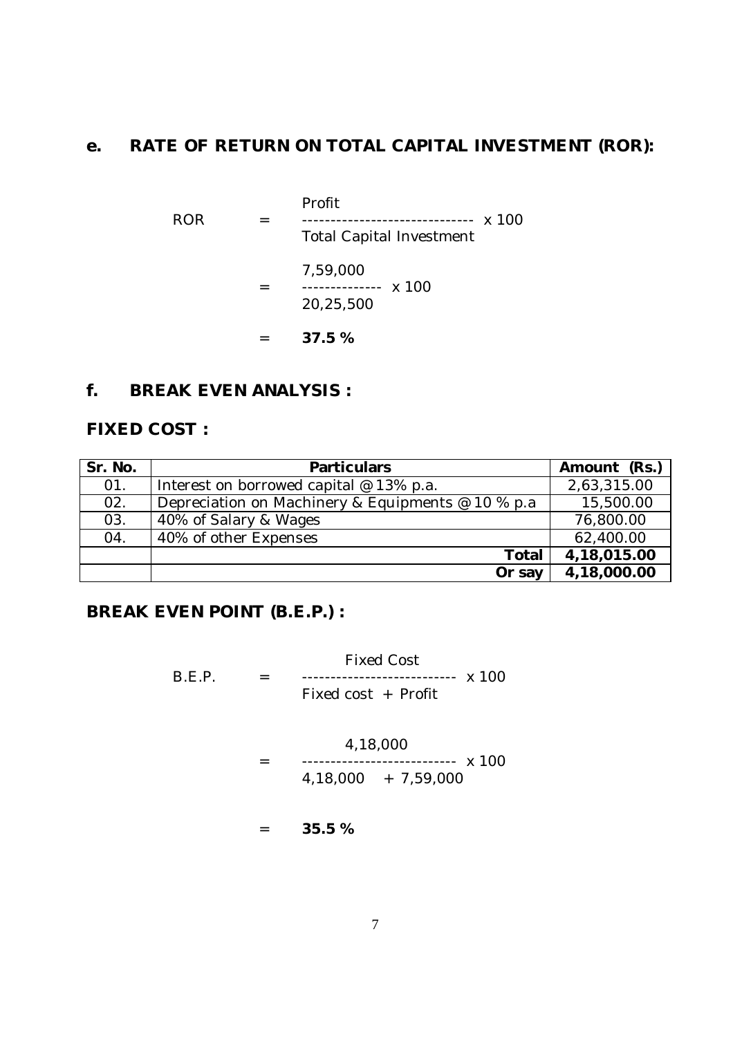## e. RATE OF RETURN ON TOTAL CAPITAL INVESTMENT (ROR):

$$\text{ROR} = \frac{\text{Profit}}{\text{Total Capital Investment}} \times 100$$

$$= \frac{7,59,000}{20,25,500} \times 100$$

$$= \mathbf{37.5\ \%}$$

## f. BREAK EVEN ANALYSIS :

### FIXED COST :

| Sr. No. | Particulars | Amount (Rs.) |
|---|---|---|
| 01. | Interest on borrowed capital @ 13% p.a. | 2,63,315.00 |
| 02. | Depreciation on Machinery & Equipments @ 10 % p.a | 15,500.00 |
| 03. | 40% of Salary & Wages | 76,800.00 |
| 04. | 40% of other Expenses | 62,400.00 |
| | **Total** | **4,18,015.00** |
| | **Or say** | **4,18,000.00** |

### BREAK EVEN POINT (B.E.P.) :

$$\text{B.E.P.} = \frac{\text{Fixed Cost}}{\text{Fixed cost + Profit}} \times 100$$

$$= \frac{4,18,000}{4,18,000 + 7,59,000} \times 100$$

$$= \mathbf{35.5\ \%}$$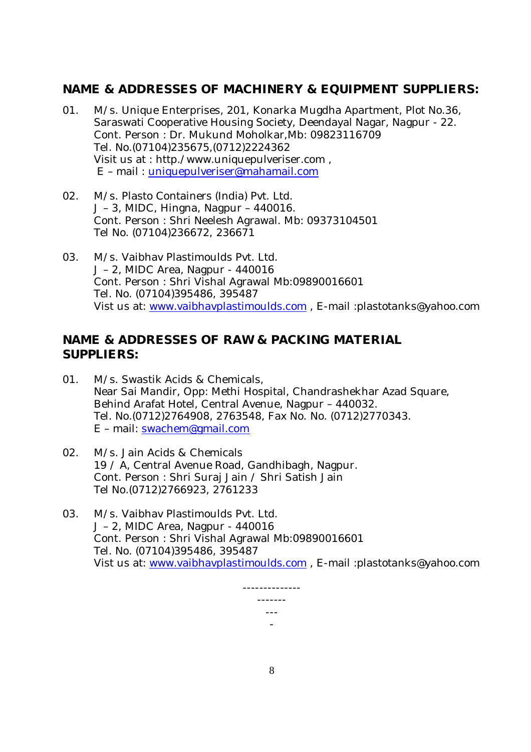## NAME & ADDRESSES OF MACHINERY & EQUIPMENT SUPPLIERS:

01. M/s. Unique Enterprises, 201, Konarka Mugdha Apartment, Plot No.36, Saraswati Cooperative Housing Society, Deendayal Nagar, Nagpur - 22.
    Cont. Person : Dr. Mukund Moholkar,Mb: 09823116709
    Tel. No.(07104)235675,(0712)2224362
    Visit us at : http./www.uniquepulveriser.com ,
    E – mail : uniquepulveriser@mahamail.com

02. M/s. Plasto Containers (India) Pvt. Ltd.
    J – 3, MIDC, Hingna, Nagpur – 440016.
    Cont. Person : Shri Neelesh Agrawal. Mb: 09373104501
    Tel No. (07104)236672, 236671

03. M/s. Vaibhav Plastimoulds Pvt. Ltd.
    J – 2, MIDC Area, Nagpur - 440016
    Cont. Person : Shri Vishal Agrawal Mb:09890016601
    Tel. No. (07104)395486, 395487
    Vist us at: www.vaibhavplastimoulds.com , E-mail :plastotanks@yahoo.com

## NAME & ADDRESSES OF RAW & PACKING MATERIAL SUPPLIERS:

01. M/s. Swastik Acids & Chemicals,
    Near Sai Mandir, Opp: Methi Hospital, Chandrashekhar Azad Square, Behind Arafat Hotel, Central Avenue, Nagpur – 440032.
    Tel. No.(0712)2764908, 2763548, Fax No. No. (0712)2770343.
    E – mail: swachem@gmail.com

02. M/s. Jain Acids & Chemicals
    19 / A, Central Avenue Road, Gandhibagh, Nagpur.
    Cont. Person : Shri Suraj Jain / Shri Satish Jain
    Tel No.(0712)2766923, 2761233

03. M/s. Vaibhav Plastimoulds Pvt. Ltd.
    J – 2, MIDC Area, Nagpur - 440016
    Cont. Person : Shri Vishal Agrawal Mb:09890016601
    Tel. No. (07104)395486, 395487
    Vist us at: www.vaibhavplastimoulds.com , E-mail :plastotanks@yahoo.com

--------------
-------
---
-